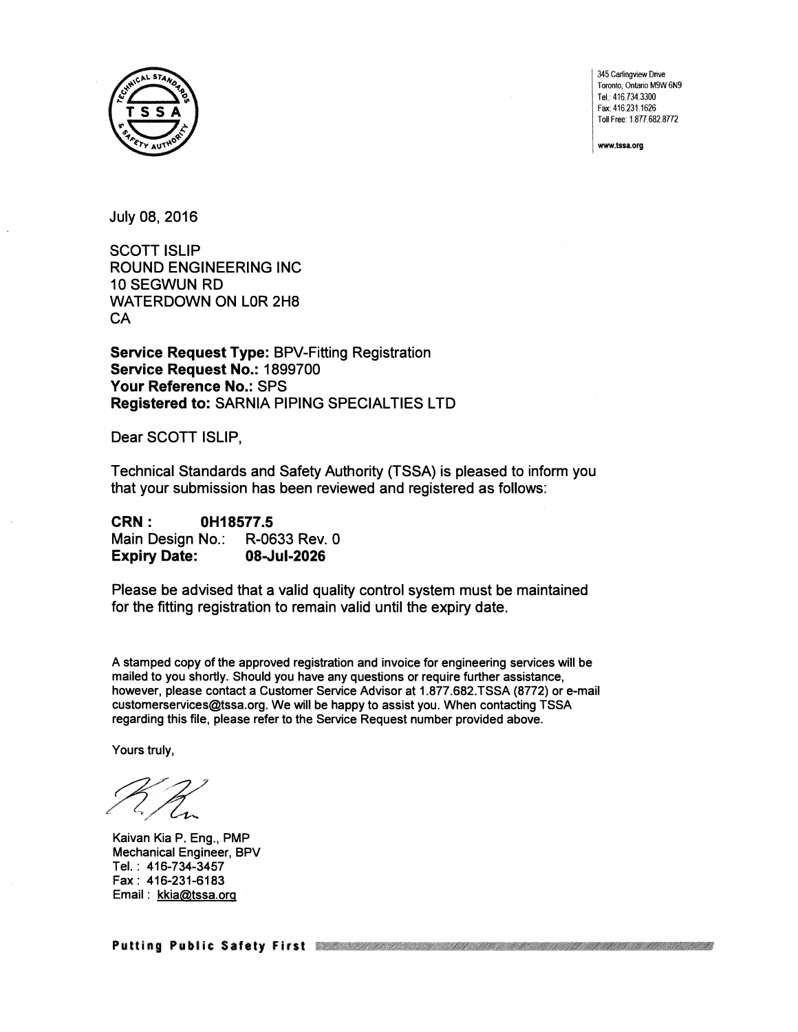345 Carlingview Drive
Toronto, Ontario M9W 6N9
Tel.: 416.734.3300
Fax: 416.231.1626
Toll Free: 1.877.682.8772

www.tssa.org

July 08, 2016

SCOTT ISLIP
ROUND ENGINEERING INC
10 SEGWUN RD
WATERDOWN ON L0R 2H8
CA

**Service Request Type:** BPV-Fitting Registration
**Service Request No.:** 1899700
**Your Reference No.:** SPS
**Registered to:** SARNIA PIPING SPECIALTIES LTD

Dear SCOTT ISLIP,

Technical Standards and Safety Authority (TSSA) is pleased to inform you that your submission has been reviewed and registered as follows:

**CRN :** **0H18577.5**
Main Design No.: R-0633 Rev. 0
**Expiry Date:** **08-Jul-2026**

Please be advised that a valid quality control system must be maintained for the fitting registration to remain valid until the expiry date.

A stamped copy of the approved registration and invoice for engineering services will be mailed to you shortly. Should you have any questions or require further assistance, however, please contact a Customer Service Advisor at 1.877.682.TSSA (8772) or e-mail customerservices@tssa.org. We will be happy to assist you. When contacting TSSA regarding this file, please refer to the Service Request number provided above.

Yours truly,

Kaivan Kia P. Eng., PMP
Mechanical Engineer, BPV
Tel. : 416-734-3457
Fax : 416-231-6183
Email : kkia@tssa.org

**Putting Public Safety First**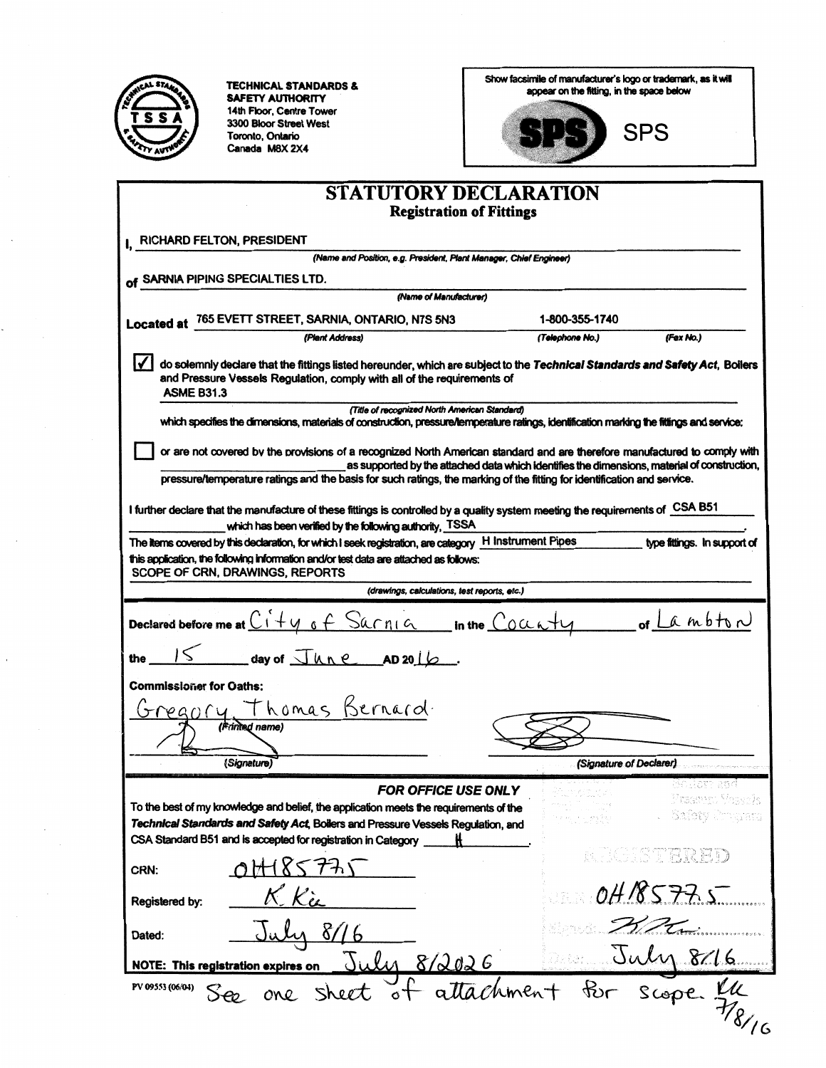**TECHNICAL STANDARDS & SAFETY AUTHORITY**
14th Floor, Centre Tower
3300 Bloor Street West
Toronto, Ontario
Canada M8X 2X4

Show facsimile of manufacturer's logo or trademark, as it will appear on the fitting, in the space below

SPS

# STATUTORY DECLARATION

## Registration of Fittings

I, RICHARD FELTON, PRESIDENT
*(Name and Position, e.g. President, Plant Manager, Chief Engineer)*

of SARNIA PIPING SPECIALTIES LTD.
*(Name of Manufacturer)*

Located at 765 EVETT STREET, SARNIA, ONTARIO, N7S 5N3 — 1-800-355-1740
*(Plant Address)* *(Telephone No.)* *(Fax No.)*

☑ do solemnly declare that the fittings listed hereunder, which are subject to the ***Technical Standards and Safety Act***, Boilers and Pressure Vessels Regulation, comply with all of the requirements of ASME B31.3
*(Title of recognized North American Standard)*
which specifies the dimensions, materials of construction, pressure/temperature ratings, identification marking the fittings and service:

☐ or are not covered by the provisions of a recognized North American standard and are therefore manufactured to comply with \_\_\_\_\_\_\_\_\_\_ as supported by the attached data which identifies the dimensions, material of construction, pressure/temperature ratings and the basis for such ratings, the marking of the fitting for identification and service.

I further declare that the manufacture of these fittings is controlled by a quality system meeting the requirements of CSA B51 which has been verified by the following authority, TSSA.

The items covered by this declaration, for which I seek registration, are category H Instrument Pipes type fittings. In support of this application, the following information and/or test data are attached as follows:
SCOPE OF CRN, DRAWINGS, REPORTS
*(drawings, calculations, test reports, etc.)*

Declared before me at City of Sarnia in the County of Lambton

the 15 day of June AD 2016.

**Commissioner for Oaths:**

Gregory Thomas Bernard
*(Printed name)*

*(Signature)* *(Signature of Declarer)*

---

***FOR OFFICE USE ONLY***

To the best of my knowledge and belief, the application meets the requirements of the ***Technical Standards and Safety Act***, Boilers and Pressure Vessels Regulation, and CSA Standard B51 and is accepted for registration in Category H.

CRN: 0H18577.5

Registered by: K Kia

Dated: July 8/16

Boilers and Pressure Vessels Safety Program
REGISTERED
CRN 0H18577.5
Signed: K Kia
Date: July 8/16

NOTE: This registration expires on July 8/2026

PV 09553 (06/04) See one sheet of attachment for scope. KK 7/8/16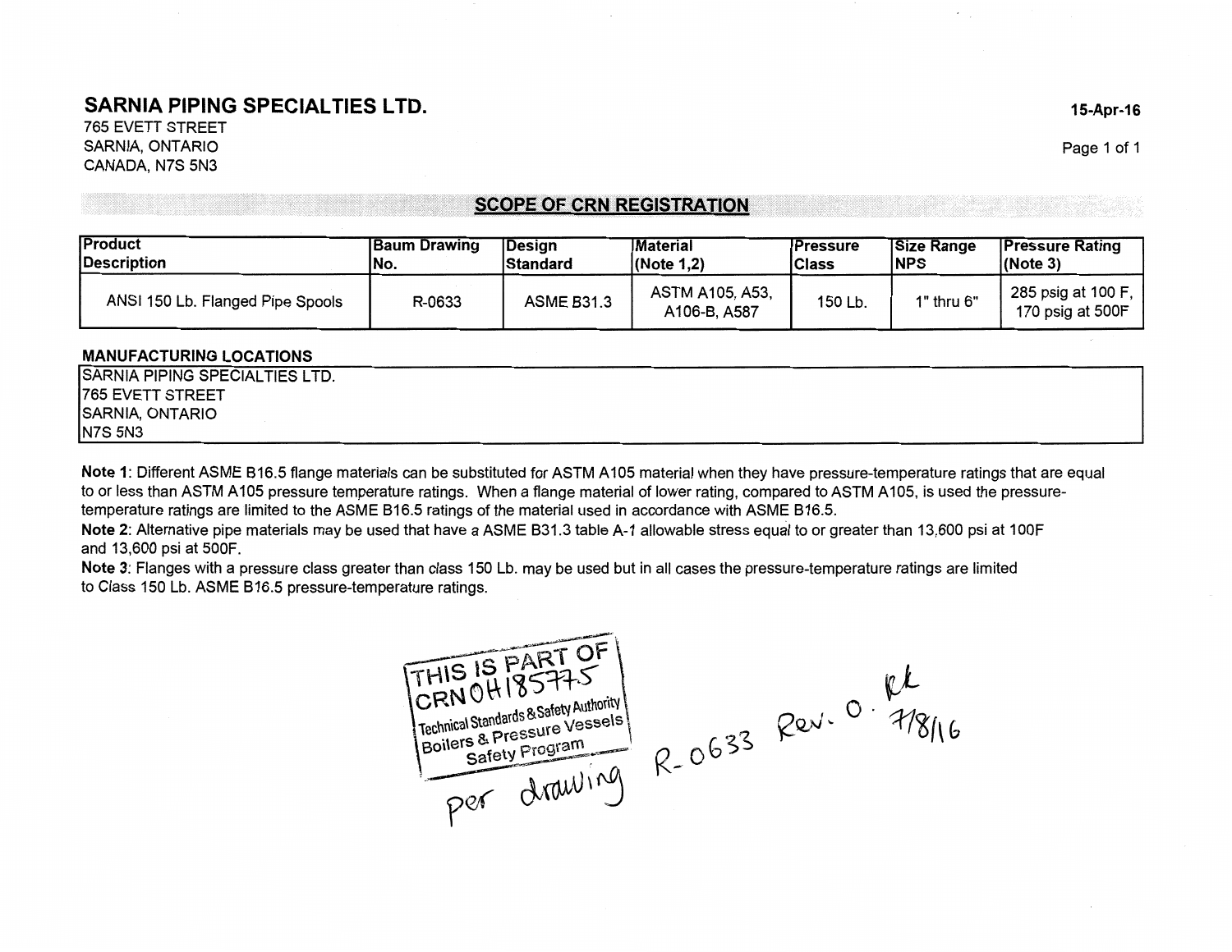# SARNIA PIPING SPECIALTIES LTD.

765 EVETT STREET
SARNIA, ONTARIO
CANADA, N7S 5N3

15-Apr-16

## SCOPE OF CRN REGISTRATION

| Product Description | Baum Drawing No. | Design Standard | Material (Note 1,2) | Pressure Class | Size Range NPS | Pressure Rating (Note 3) |
|---|---|---|---|---|---|---|
| ANSI 150 Lb. Flanged Pipe Spools | R-0633 | ASME B31.3 | ASTM A105, A53, A106-B, A587 | 150 Lb. | 1" thru 6" | 285 psig at 100 F, 170 psig at 500F |

**MANUFACTURING LOCATIONS**

| |
|---|
| SARNIA PIPING SPECIALTIES LTD.<br>765 EVETT STREET<br>SARNIA, ONTARIO<br>N7S 5N3 |

**Note 1**: Different ASME B16.5 flange materials can be substituted for ASTM A105 material when they have pressure-temperature ratings that are equal to or less than ASTM A105 pressure temperature ratings. When a flange material of lower rating, compared to ASTM A105, is used the pressure-temperature ratings are limited to the ASME B16.5 ratings of the material used in accordance with ASME B16.5.

**Note 2**: Alternative pipe materials may be used that have a ASME B31.3 table A-1 allowable stress equal to or greater than 13,600 psi at 100F and 13,600 psi at 500F.

**Note 3**: Flanges with a pressure class greater than class 150 Lb. may be used but in all cases the pressure-temperature ratings are limited to Class 150 Lb. ASME B16.5 pressure-temperature ratings.

THIS IS PART OF
CRN OH18577.5
Technical Standards & Safety Authority
Boilers & Pressure Vessels
Safety Program

per drawing R-0633 Rev. 0. RL 7/8/16